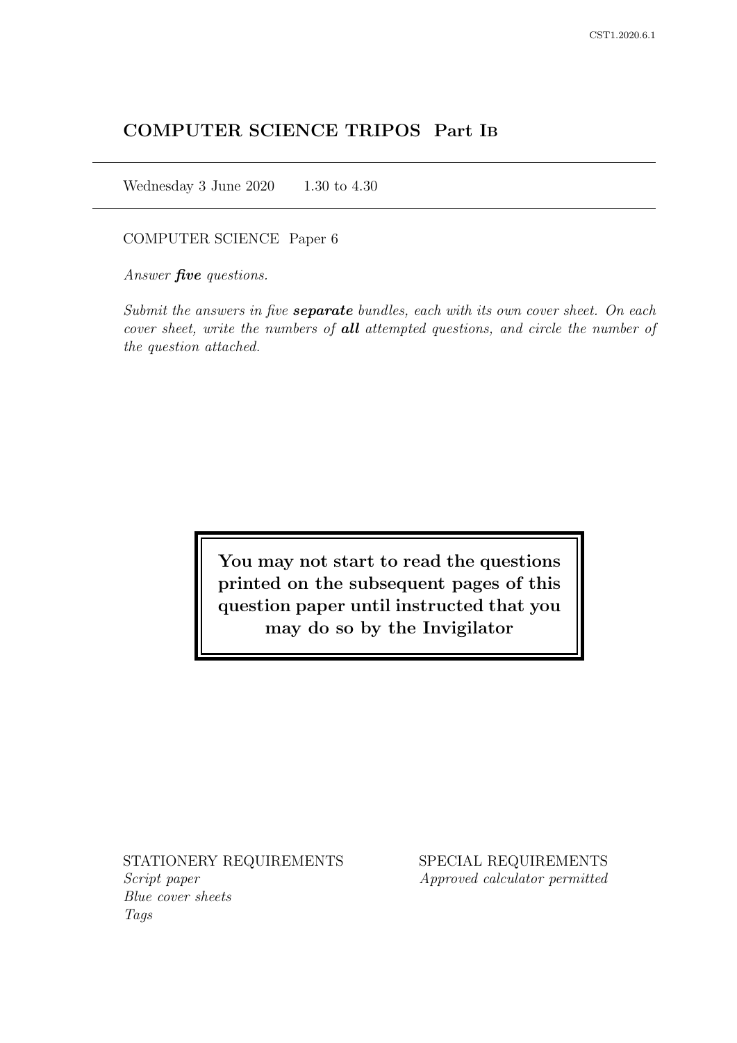# COMPUTER SCIENCE TRIPOS Part IB

Wednesday 3 June 2020 1.30 to 4.30

COMPUTER SCIENCE Paper 6

*Answer **five** questions.*

*Submit the answers in five **separate** bundles, each with its own cover sheet. On each cover sheet, write the numbers of **all** attempted questions, and circle the number of the question attached.*

**You may not start to read the questions printed on the subsequent pages of this question paper until instructed that you may do so by the Invigilator**

STATIONERY REQUIREMENTS
*Script paper*
*Blue cover sheets*
*Tags*

SPECIAL REQUIREMENTS
*Approved calculator permitted*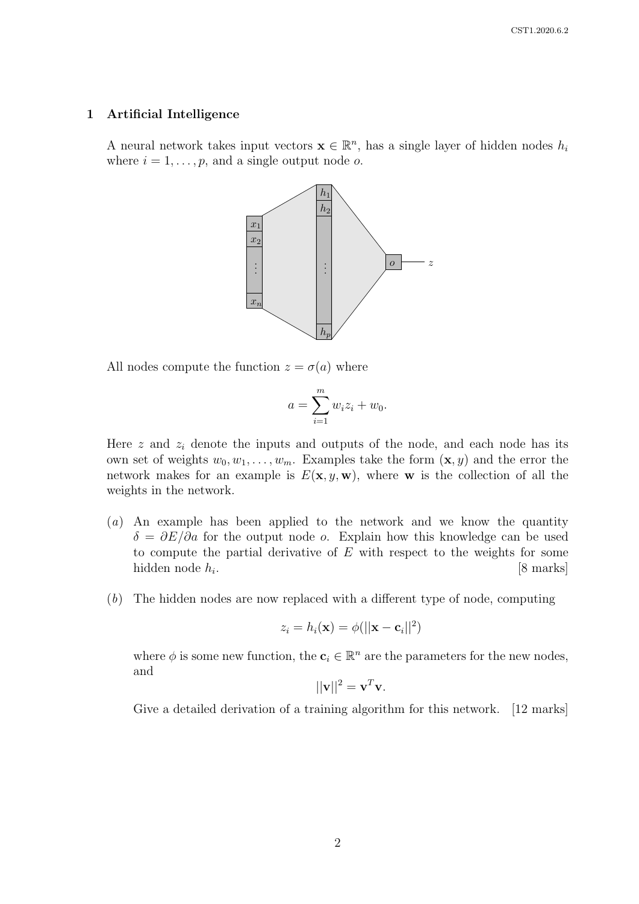## 1 Artificial Intelligence

A neural network takes input vectors $\mathbf{x} \in \mathbb{R}^n$, has a single layer of hidden nodes $h_i$ where $i = 1, \ldots, p$, and a single output node $o$.

All nodes compute the function $z = \sigma(a)$ where

$$a = \sum_{i=1}^{m} w_i z_i + w_0.$$

Here $z$ and $z_i$ denote the inputs and outputs of the node, and each node has its own set of weights $w_0, w_1, \ldots, w_m$. Examples take the form $(\mathbf{x}, y)$ and the error the network makes for an example is $E(\mathbf{x}, y, \mathbf{w})$, where $\mathbf{w}$ is the collection of all the weights in the network.

(*a*) An example has been applied to the network and we know the quantity $\delta = \partial E / \partial a$ for the output node $o$. Explain how this knowledge can be used to compute the partial derivative of $E$ with respect to the weights for some hidden node $h_i$. [8 marks]

(*b*) The hidden nodes are now replaced with a different type of node, computing

$$z_i = h_i(\mathbf{x}) = \phi(||\mathbf{x} - \mathbf{c}_i||^2)$$

where $\phi$ is some new function, the $\mathbf{c}_i \in \mathbb{R}^n$ are the parameters for the new nodes, and

$$||\mathbf{v}||^2 = \mathbf{v}^T \mathbf{v}.$$

Give a detailed derivation of a training algorithm for this network. [12 marks]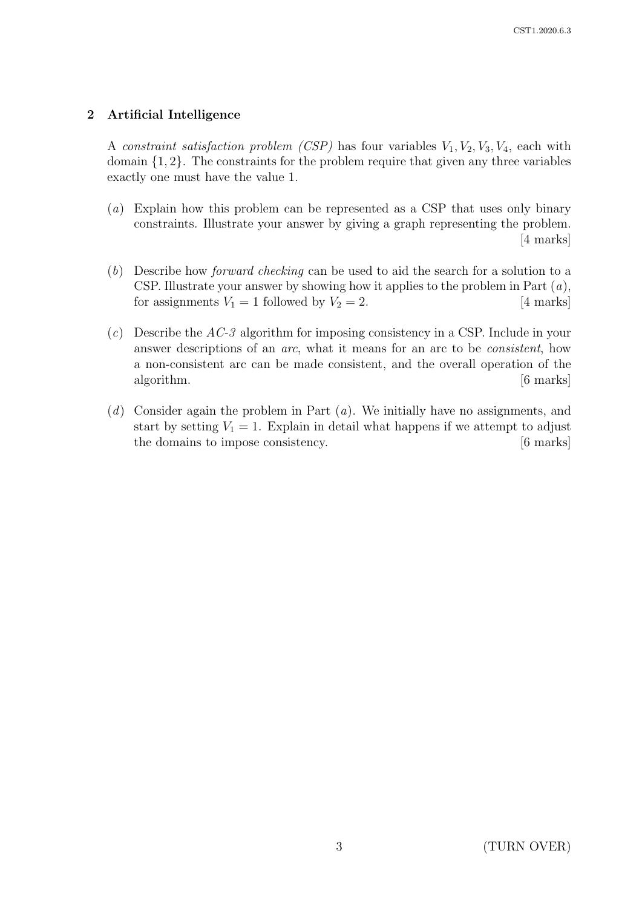## 2 Artificial Intelligence

A *constraint satisfaction problem (CSP)* has four variables $V_1, V_2, V_3, V_4$, each with domain $\{1, 2\}$. The constraints for the problem require that given any three variables exactly one must have the value 1.

(*a*) Explain how this problem can be represented as a CSP that uses only binary constraints. Illustrate your answer by giving a graph representing the problem. [4 marks]

(*b*) Describe how *forward checking* can be used to aid the search for a solution to a CSP. Illustrate your answer by showing how it applies to the problem in Part (*a*), for assignments $V_1 = 1$ followed by $V_2 = 2$. [4 marks]

(*c*) Describe the *AC-3* algorithm for imposing consistency in a CSP. Include in your answer descriptions of an *arc*, what it means for an arc to be *consistent*, how a non-consistent arc can be made consistent, and the overall operation of the algorithm. [6 marks]

(*d*) Consider again the problem in Part (*a*). We initially have no assignments, and start by setting $V_1 = 1$. Explain in detail what happens if we attempt to adjust the domains to impose consistency. [6 marks]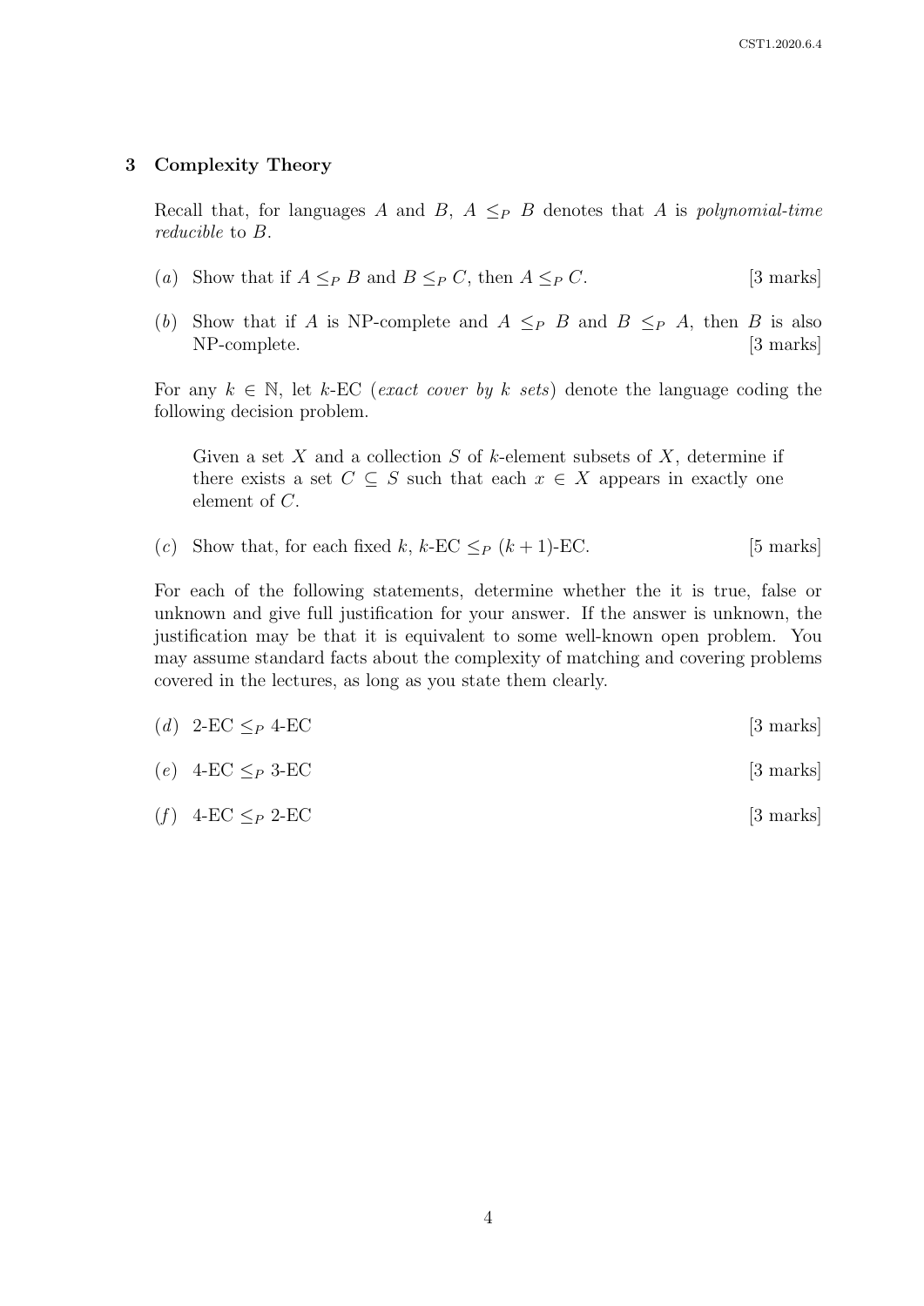## 3 Complexity Theory

Recall that, for languages $A$ and $B$, $A \leq_P B$ denotes that $A$ is *polynomial-time reducible* to $B$.

(*a*) Show that if $A \leq_P B$ and $B \leq_P C$, then $A \leq_P C$. [3 marks]

(*b*) Show that if $A$ is NP-complete and $A \leq_P B$ and $B \leq_P A$, then $B$ is also NP-complete. [3 marks]

For any $k \in \mathbb{N}$, let $k$-EC (*exact cover by k sets*) denote the language coding the following decision problem.

> Given a set $X$ and a collection $S$ of $k$-element subsets of $X$, determine if there exists a set $C \subseteq S$ such that each $x \in X$ appears in exactly one element of $C$.

(*c*) Show that, for each fixed $k$, $k$-EC $\leq_P$ $(k+1)$-EC. [5 marks]

For each of the following statements, determine whether the it is true, false or unknown and give full justification for your answer. If the answer is unknown, the justification may be that it is equivalent to some well-known open problem. You may assume standard facts about the complexity of matching and covering problems covered in the lectures, as long as you state them clearly.

(*d*) 2-EC $\leq_P$ 4-EC [3 marks]

(*e*) 4-EC $\leq_P$ 3-EC [3 marks]

(*f*) 4-EC $\leq_P$ 2-EC [3 marks]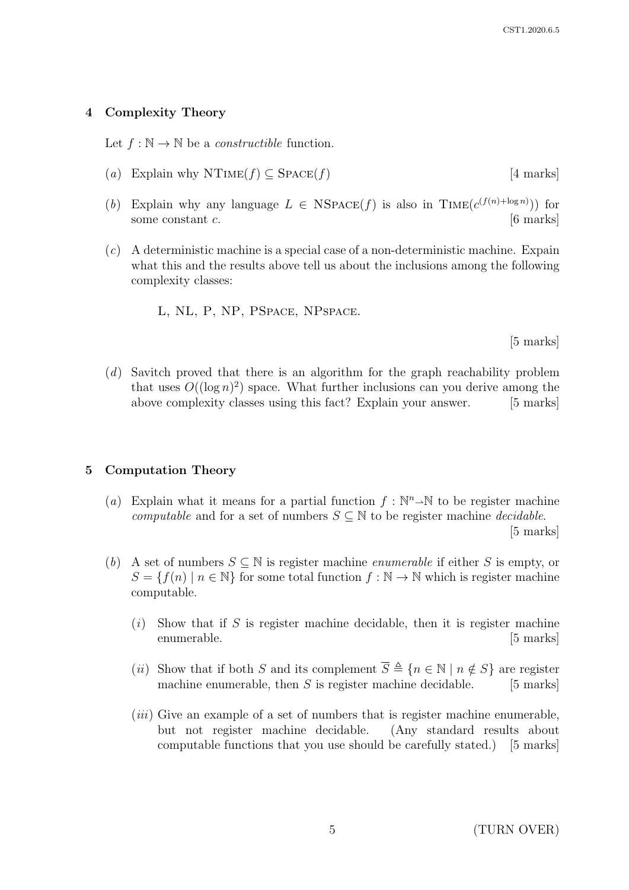## 4 Complexity Theory

Let $f : \mathbb{N} \to \mathbb{N}$ be a *constructible* function.

(*a*) Explain why $\text{NTIME}(f) \subseteq \text{SPACE}(f)$ [4 marks]

(*b*) Explain why any language $L \in \text{NSPACE}(f)$ is also in $\text{TIME}(c^{(f(n)+\log n)})$ for some constant $c$. [6 marks]

(*c*) A deterministic machine is a special case of a non-deterministic machine. Expain what this and the results above tell us about the inclusions among the following complexity classes:

L, NL, P, NP, PSPACE, NPSPACE.

[5 marks]

(*d*) Savitch proved that there is an algorithm for the graph reachability problem that uses $O((\log n)^2)$ space. What further inclusions can you derive among the above complexity classes using this fact? Explain your answer. [5 marks]

## 5 Computation Theory

(*a*) Explain what it means for a partial function $f : \mathbb{N}^n \rightharpoonup \mathbb{N}$ to be register machine *computable* and for a set of numbers $S \subseteq \mathbb{N}$ to be register machine *decidable*. [5 marks]

(*b*) A set of numbers $S \subseteq \mathbb{N}$ is register machine *enumerable* if either $S$ is empty, or $S = \{f(n) \mid n \in \mathbb{N}\}$ for some total function $f : \mathbb{N} \to \mathbb{N}$ which is register machine computable.

(*i*) Show that if $S$ is register machine decidable, then it is register machine enumerable. [5 marks]

(*ii*) Show that if both $S$ and its complement $\overline{S} \triangleq \{n \in \mathbb{N} \mid n \notin S\}$ are register machine enumerable, then $S$ is register machine decidable. [5 marks]

(*iii*) Give an example of a set of numbers that is register machine enumerable, but not register machine decidable. (Any standard results about computable functions that you use should be carefully stated.) [5 marks]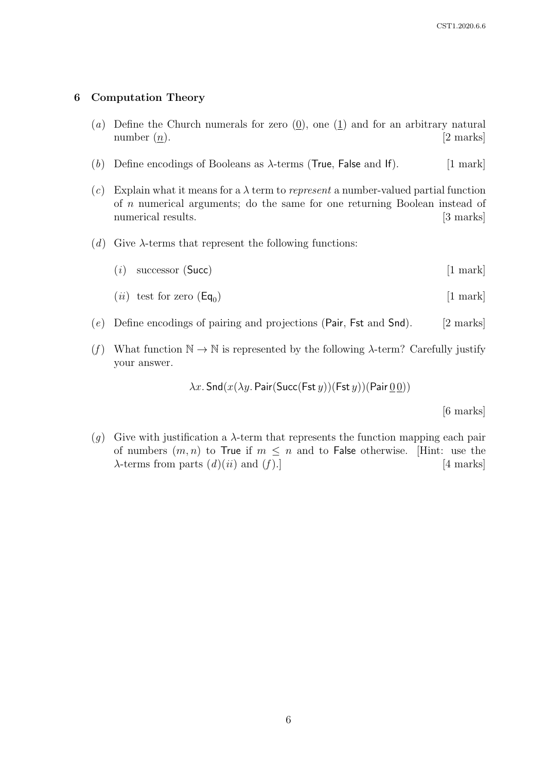## 6 Computation Theory

(*a*) Define the Church numerals for zero ($\underline{0}$), one ($\underline{1}$) and for an arbitrary natural number ($\underline{n}$). [2 marks]

(*b*) Define encodings of Booleans as $\lambda$-terms ($\mathsf{True}$, $\mathsf{False}$ and $\mathsf{If}$). [1 mark]

(*c*) Explain what it means for a $\lambda$ term to *represent* a number-valued partial function of $n$ numerical arguments; do the same for one returning Boolean instead of numerical results. [3 marks]

(*d*) Give $\lambda$-terms that represent the following functions:

(*i*) successor ($\mathsf{Succ}$) [1 mark]

(*ii*) test for zero ($\mathsf{Eq}_0$) [1 mark]

(*e*) Define encodings of pairing and projections ($\mathsf{Pair}$, $\mathsf{Fst}$ and $\mathsf{Snd}$). [2 marks]

(*f*) What function $\mathbb{N} \to \mathbb{N}$ is represented by the following $\lambda$-term? Carefully justify your answer.

$$\lambda x.\, \mathsf{Snd}(x(\lambda y.\, \mathsf{Pair}(\mathsf{Succ}(\mathsf{Fst}\, y))(\mathsf{Fst}\, y))(\mathsf{Pair}\, \underline{0}\, \underline{0}))$$

[6 marks]

(*g*) Give with justification a $\lambda$-term that represents the function mapping each pair of numbers $(m, n)$ to $\mathsf{True}$ if $m \leq n$ and to $\mathsf{False}$ otherwise. [Hint: use the $\lambda$-terms from parts (*d*)(*ii*) and (*f*).] [4 marks]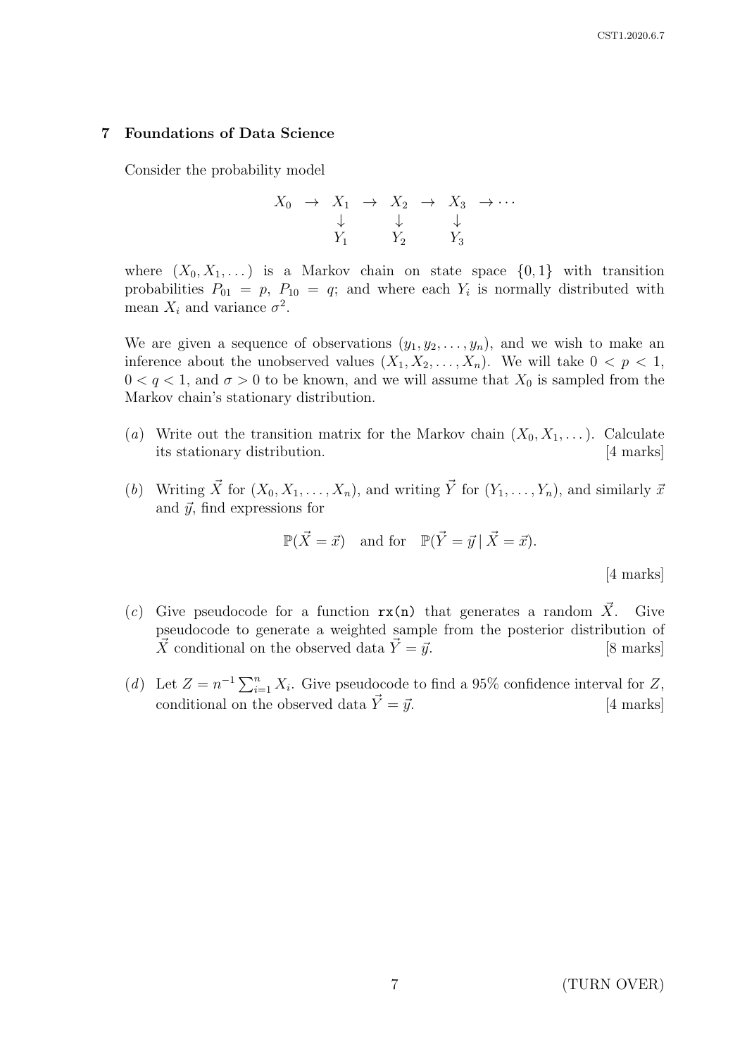## 7 Foundations of Data Science

Consider the probability model

$$
\begin{array}{ccccccccc}
X_0 & \rightarrow & X_1 & \rightarrow & X_2 & \rightarrow & X_3 & \rightarrow \cdots \\
 & & \downarrow & & \downarrow & & \downarrow & \\
 & & Y_1 & & Y_2 & & Y_3 &
\end{array}
$$

where $(X_0, X_1, \dots)$ is a Markov chain on state space $\{0, 1\}$ with transition probabilities $P_{01} = p$, $P_{10} = q$; and where each $Y_i$ is normally distributed with mean $X_i$ and variance $\sigma^2$.

We are given a sequence of observations $(y_1, y_2, \dots, y_n)$, and we wish to make an inference about the unobserved values $(X_1, X_2, \dots, X_n)$. We will take $0 < p < 1$, $0 < q < 1$, and $\sigma > 0$ to be known, and we will assume that $X_0$ is sampled from the Markov chain's stationary distribution.

(*a*) Write out the transition matrix for the Markov chain $(X_0, X_1, \dots)$. Calculate its stationary distribution. [4 marks]

(*b*) Writing $\vec{X}$ for $(X_0, X_1, \dots, X_n)$, and writing $\vec{Y}$ for $(Y_1, \dots, Y_n)$, and similarly $\vec{x}$ and $\vec{y}$, find expressions for

$$\mathbb{P}(\vec{X} = \vec{x}) \quad \text{and for} \quad \mathbb{P}(\vec{Y} = \vec{y} \mid \vec{X} = \vec{x}).$$

[4 marks]

(*c*) Give pseudocode for a function `rx(n)` that generates a random $\vec{X}$. Give pseudocode to generate a weighted sample from the posterior distribution of $\vec{X}$ conditional on the observed data $\vec{Y} = \vec{y}$. [8 marks]

(*d*) Let $Z = n^{-1} \sum_{i=1}^{n} X_i$. Give pseudocode to find a 95% confidence interval for $Z$, conditional on the observed data $\vec{Y} = \vec{y}$. [4 marks]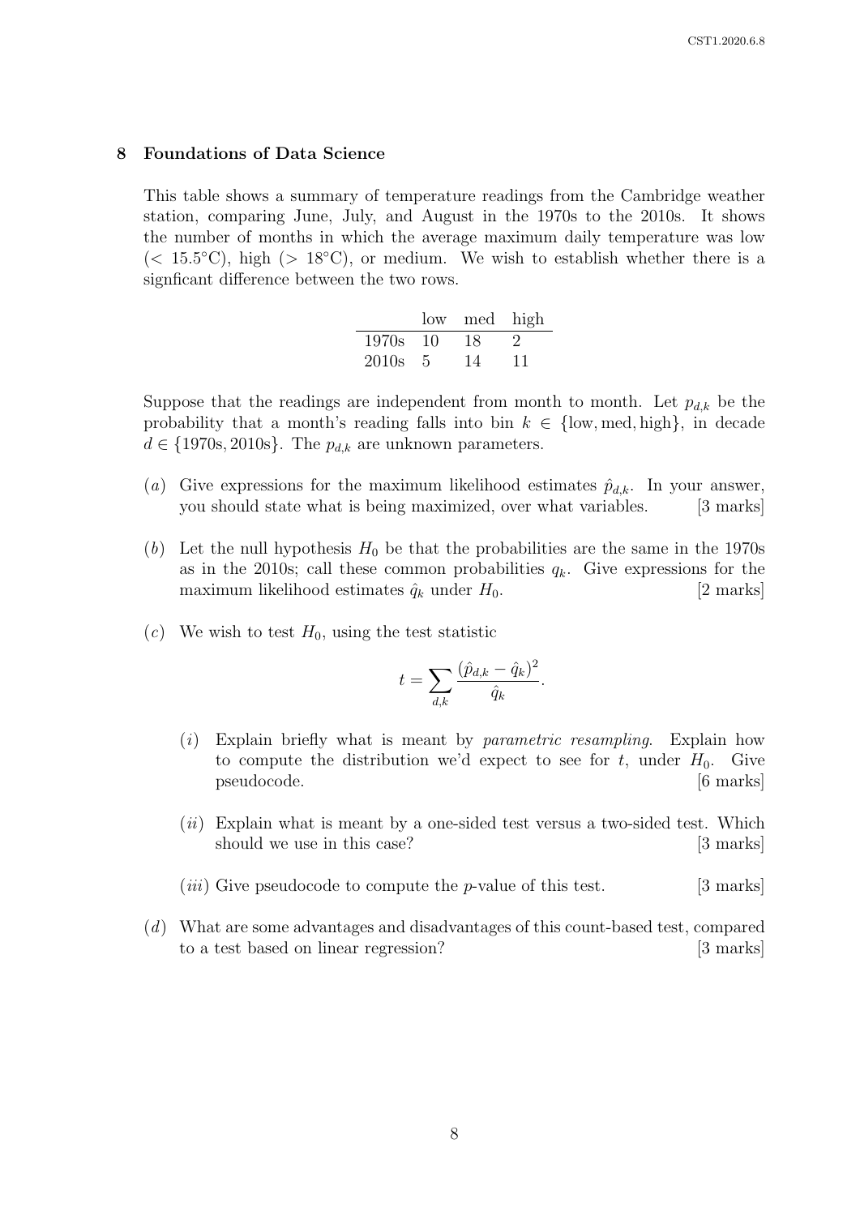## 8 Foundations of Data Science

This table shows a summary of temperature readings from the Cambridge weather station, comparing June, July, and August in the 1970s to the 2010s. It shows the number of months in which the average maximum daily temperature was low ($< 15.5°$C), high ($> 18°$C), or medium. We wish to establish whether there is a signficant difference between the two rows.

| | low | med | high |
|---|---|---|---|
| 1970s | 10 | 18 | 2 |
| 2010s | 5 | 14 | 11 |

Suppose that the readings are independent from month to month. Let $p_{d,k}$ be the probability that a month's reading falls into bin $k \in \{\text{low}, \text{med}, \text{high}\}$, in decade $d \in \{1970\text{s}, 2010\text{s}\}$. The $p_{d,k}$ are unknown parameters.

(*a*) Give expressions for the maximum likelihood estimates $\hat{p}_{d,k}$. In your answer, you should state what is being maximized, over what variables. [3 marks]

(*b*) Let the null hypothesis $H_0$ be that the probabilities are the same in the 1970s as in the 2010s; call these common probabilities $q_k$. Give expressions for the maximum likelihood estimates $\hat{q}_k$ under $H_0$. [2 marks]

(*c*) We wish to test $H_0$, using the test statistic

$$t = \sum_{d,k} \frac{(\hat{p}_{d,k} - \hat{q}_k)^2}{\hat{q}_k}.$$

(*i*) Explain briefly what is meant by *parametric resampling*. Explain how to compute the distribution we'd expect to see for $t$, under $H_0$. Give pseudocode. [6 marks]

(*ii*) Explain what is meant by a one-sided test versus a two-sided test. Which should we use in this case? [3 marks]

(*iii*) Give pseudocode to compute the $p$-value of this test. [3 marks]

(*d*) What are some advantages and disadvantages of this count-based test, compared to a test based on linear regression? [3 marks]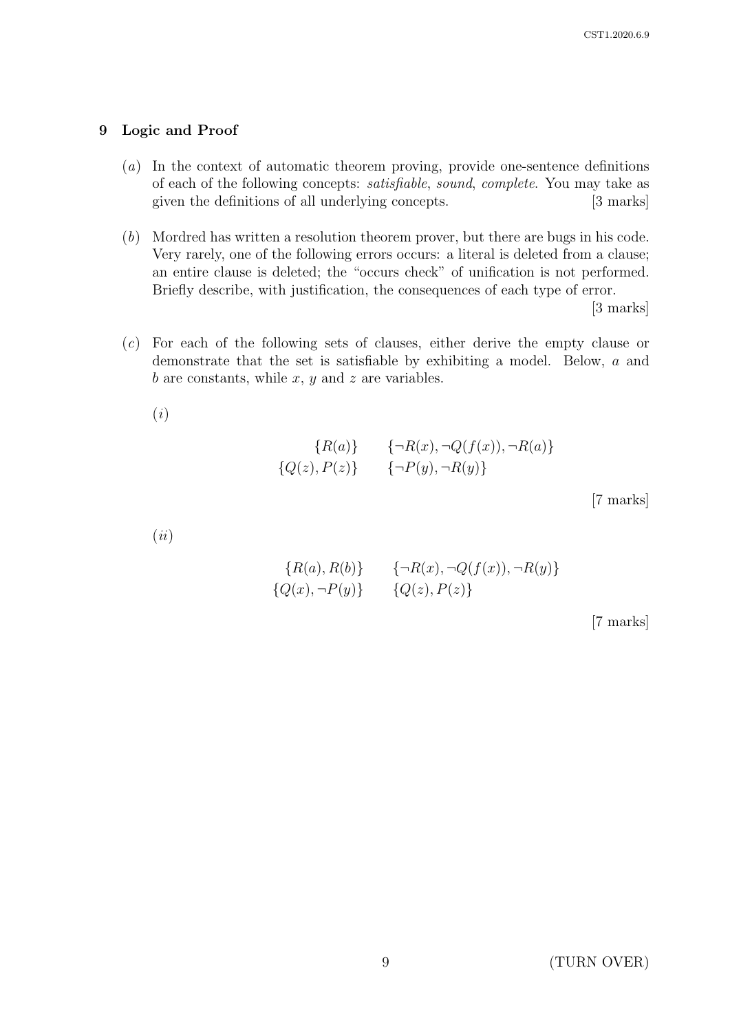## 9 Logic and Proof

(*a*) In the context of automatic theorem proving, provide one-sentence definitions of each of the following concepts: *satisfiable*, *sound*, *complete*. You may take as given the definitions of all underlying concepts. [3 marks]

(*b*) Mordred has written a resolution theorem prover, but there are bugs in his code. Very rarely, one of the following errors occurs: a literal is deleted from a clause; an entire clause is deleted; the "occurs check" of unification is not performed. Briefly describe, with justification, the consequences of each type of error. [3 marks]

(*c*) For each of the following sets of clauses, either derive the empty clause or demonstrate that the set is satisfiable by exhibiting a model. Below, $a$ and $b$ are constants, while $x$, $y$ and $z$ are variables.

(*i*)

$$\{R(a)\} \qquad \{\neg R(x), \neg Q(f(x)), \neg R(a)\}$$
$$\{Q(z), P(z)\} \qquad \{\neg P(y), \neg R(y)\}$$

[7 marks]

(*ii*)

$$\{R(a), R(b)\} \qquad \{\neg R(x), \neg Q(f(x)), \neg R(y)\}$$
$$\{Q(x), \neg P(y)\} \qquad \{Q(z), P(z)\}$$

[7 marks]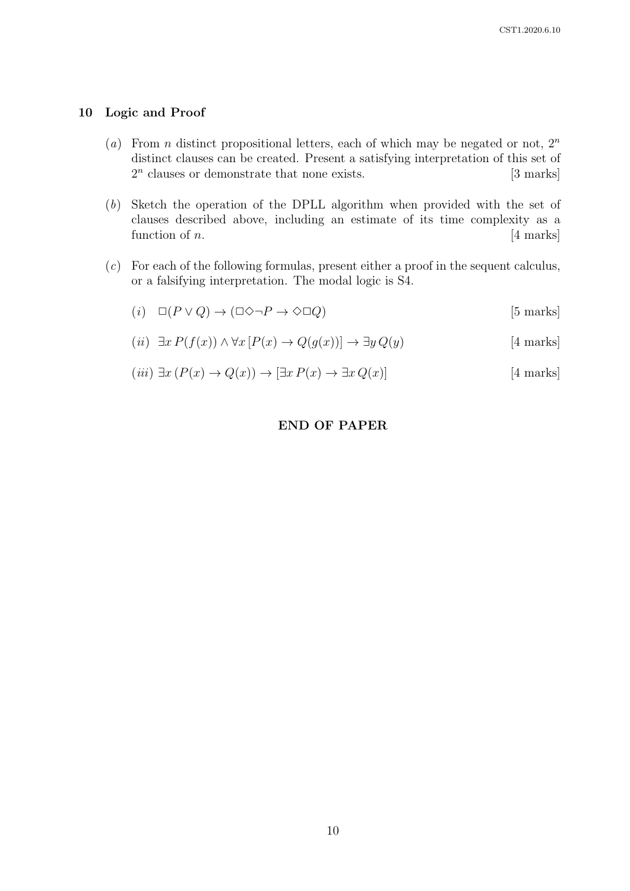## 10 Logic and Proof

(*a*) From $n$ distinct propositional letters, each of which may be negated or not, $2^n$ distinct clauses can be created. Present a satisfying interpretation of this set of $2^n$ clauses or demonstrate that none exists. [3 marks]

(*b*) Sketch the operation of the DPLL algorithm when provided with the set of clauses described above, including an estimate of its time complexity as a function of $n$. [4 marks]

(*c*) For each of the following formulas, present either a proof in the sequent calculus, or a falsifying interpretation. The modal logic is S4.

(*i*) $\Box(P \lor Q) \to (\Box\Diamond\neg P \to \Diamond\Box Q)$ [5 marks]

(*ii*) $\exists x\, P(f(x)) \land \forall x\, [P(x) \to Q(g(x))] \to \exists y\, Q(y)$ [4 marks]

(*iii*) $\exists x\, (P(x) \to Q(x)) \to [\exists x\, P(x) \to \exists x\, Q(x)]$ [4 marks]

**END OF PAPER**